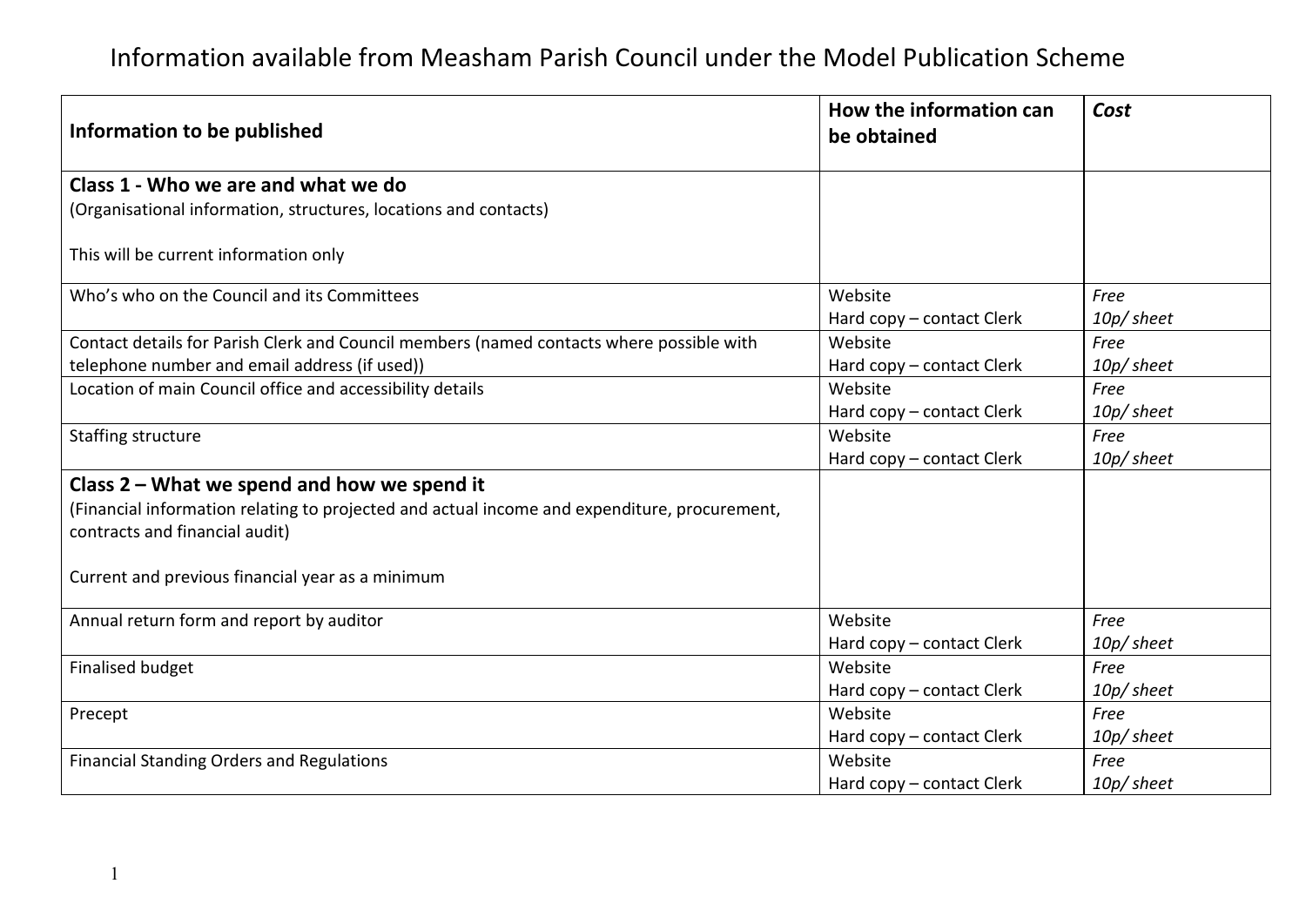# Information available from Measham Parish Council under the Model Publication Scheme

| Information to be published | How the information can be obtained | *Cost* |
| --- | --- | --- |
| **Class 1 - Who we are and what we do**<br>(Organisational information, structures, locations and contacts)<br><br>This will be current information only | | |
| Who's who on the Council and its Committees | Website<br>Hard copy – contact Clerk | *Free*<br>*10p/ sheet* |
| Contact details for Parish Clerk and Council members (named contacts where possible with telephone number and email address (if used)) | Website<br>Hard copy – contact Clerk | *Free*<br>*10p/ sheet* |
| Location of main Council office and accessibility details | Website<br>Hard copy – contact Clerk | *Free*<br>*10p/ sheet* |
| Staffing structure | Website<br>Hard copy – contact Clerk | *Free*<br>*10p/ sheet* |
| **Class 2 – What we spend and how we spend it**<br>(Financial information relating to projected and actual income and expenditure, procurement, contracts and financial audit)<br><br>Current and previous financial year as a minimum | | |
| Annual return form and report by auditor | Website<br>Hard copy – contact Clerk | *Free*<br>*10p/ sheet* |
| Finalised budget | Website<br>Hard copy – contact Clerk | *Free*<br>*10p/ sheet* |
| Precept | Website<br>Hard copy – contact Clerk | *Free*<br>*10p/ sheet* |
| Financial Standing Orders and Regulations | Website<br>Hard copy – contact Clerk | *Free*<br>*10p/ sheet* |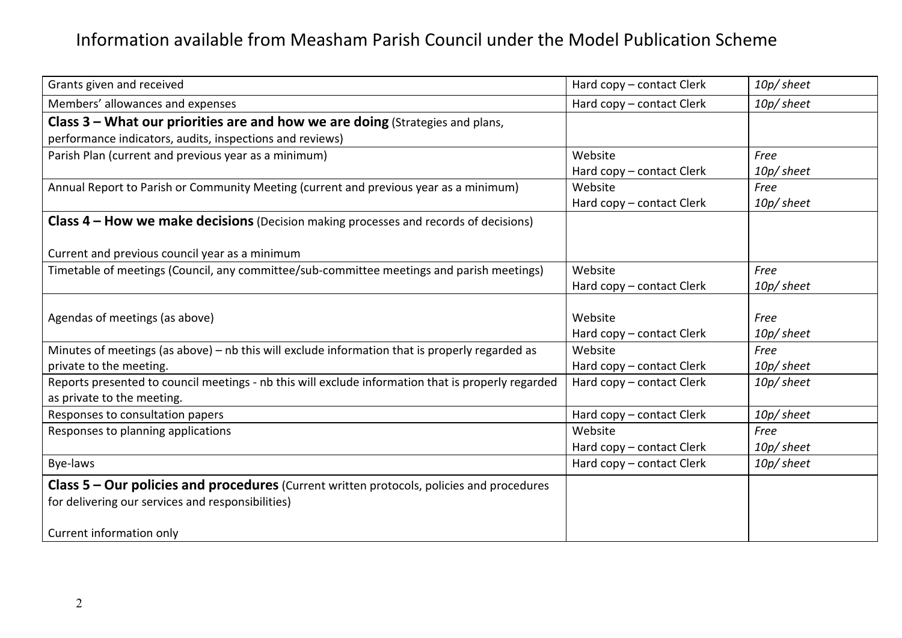# Information available from Measham Parish Council under the Model Publication Scheme

| | | |
|---|---|---|
| Grants given and received | Hard copy – contact Clerk | *10p/ sheet* |
| Members' allowances and expenses | Hard copy – contact Clerk | *10p/ sheet* |
| **Class 3 – What our priorities are and how we are doing** (Strategies and plans, performance indicators, audits, inspections and reviews) | | |
| Parish Plan (current and previous year as a minimum) | Website<br>Hard copy – contact Clerk | *Free*<br>*10p/ sheet* |
| Annual Report to Parish or Community Meeting (current and previous year as a minimum) | Website<br>Hard copy – contact Clerk | *Free*<br>*10p/ sheet* |
| **Class 4 – How we make decisions** (Decision making processes and records of decisions)<br><br>Current and previous council year as a minimum | | |
| Timetable of meetings (Council, any committee/sub-committee meetings and parish meetings) | Website<br>Hard copy – contact Clerk | *Free*<br>*10p/ sheet* |
| Agendas of meetings (as above) | Website<br>Hard copy – contact Clerk | *Free*<br>*10p/ sheet* |
| Minutes of meetings (as above) – nb this will exclude information that is properly regarded as private to the meeting. | Website<br>Hard copy – contact Clerk | *Free*<br>*10p/ sheet* |
| Reports presented to council meetings - nb this will exclude information that is properly regarded as private to the meeting. | Hard copy – contact Clerk | *10p/ sheet* |
| Responses to consultation papers | Hard copy – contact Clerk | *10p/ sheet* |
| Responses to planning applications | Website<br>Hard copy – contact Clerk | *Free*<br>*10p/ sheet* |
| Bye-laws | Hard copy – contact Clerk | *10p/ sheet* |
| **Class 5 – Our policies and procedures** (Current written protocols, policies and procedures for delivering our services and responsibilities)<br><br>Current information only | | |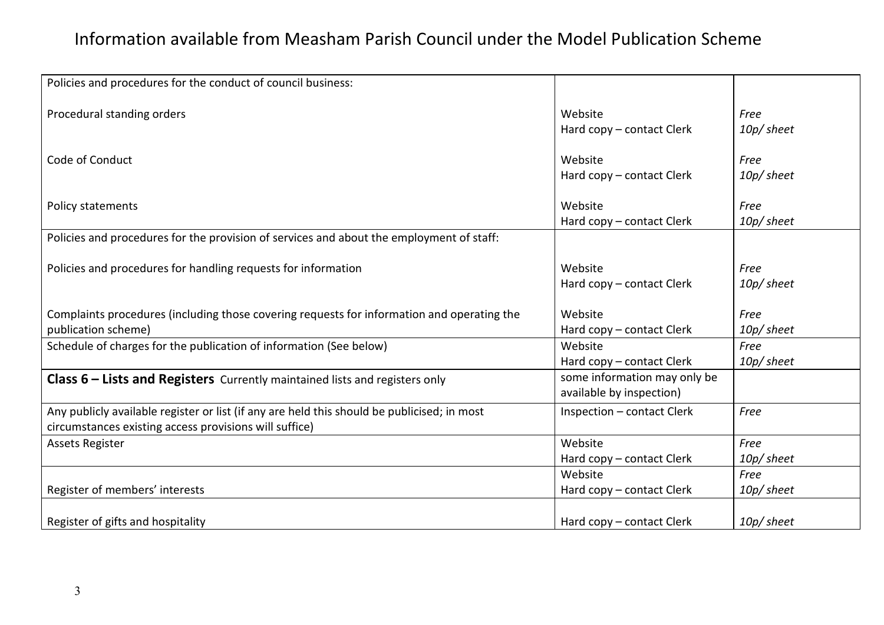# Information available from Measham Parish Council under the Model Publication Scheme

| | | |
|---|---|---|
| Policies and procedures for the conduct of council business: | | |
| Procedural standing orders | Website<br>Hard copy – contact Clerk | *Free*<br>*10p/ sheet* |
| Code of Conduct | Website<br>Hard copy – contact Clerk | *Free*<br>*10p/ sheet* |
| Policy statements | Website<br>Hard copy – contact Clerk | *Free*<br>*10p/ sheet* |
| Policies and procedures for the provision of services and about the employment of staff: | | |
| Policies and procedures for handling requests for information | Website<br>Hard copy – contact Clerk | *Free*<br>*10p/ sheet* |
| Complaints procedures (including those covering requests for information and operating the publication scheme) | Website<br>Hard copy – contact Clerk | *Free*<br>*10p/ sheet* |
| Schedule of charges for the publication of information (See below) | Website<br>Hard copy – contact Clerk | *Free*<br>*10p/ sheet* |
| **Class 6 – Lists and Registers** Currently maintained lists and registers only | some information may only be available by inspection) | |
| Any publicly available register or list (if any are held this should be publicised; in most circumstances existing access provisions will suffice) | Inspection – contact Clerk | *Free* |
| Assets Register | Website<br>Hard copy – contact Clerk | *Free*<br>*10p/ sheet* |
| Register of members' interests | Website<br>Hard copy – contact Clerk | *Free*<br>*10p/ sheet* |
| Register of gifts and hospitality | Hard copy – contact Clerk | *10p/ sheet* |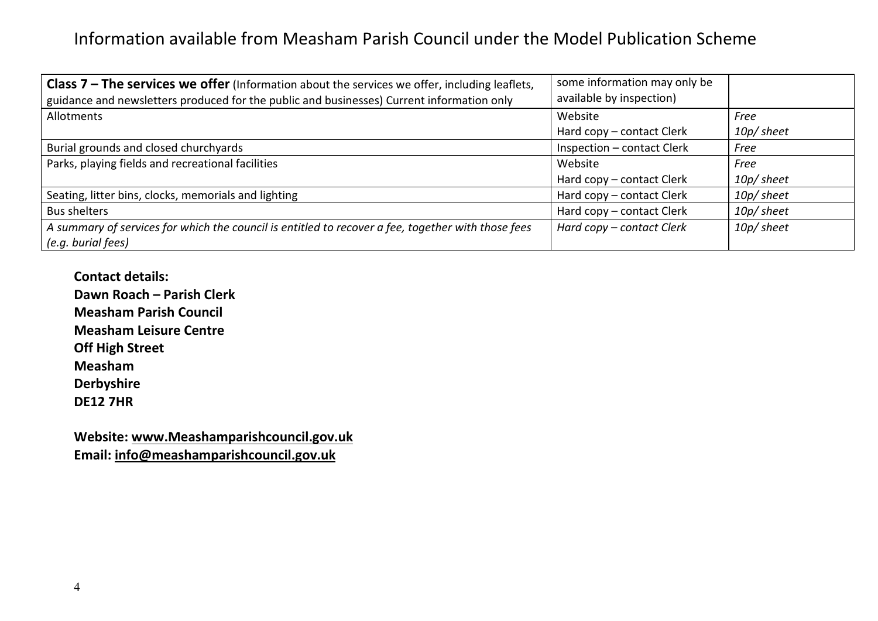# Information available from Measham Parish Council under the Model Publication Scheme

| **Class 7 – The services we offer** (Information about the services we offer, including leaflets, guidance and newsletters produced for the public and businesses) Current information only | some information may only be available by inspection) | |
|---|---|---|
| Allotments | Website<br>Hard copy – contact Clerk | *Free*<br>*10p/ sheet* |
| Burial grounds and closed churchyards | Inspection – contact Clerk | *Free* |
| Parks, playing fields and recreational facilities | Website<br>Hard copy – contact Clerk | *Free*<br>*10p/ sheet* |
| Seating, litter bins, clocks, memorials and lighting | Hard copy – contact Clerk | *10p/ sheet* |
| Bus shelters | Hard copy – contact Clerk | *10p/ sheet* |
| *A summary of services for which the council is entitled to recover a fee, together with those fees (e.g. burial fees)* | *Hard copy – contact Clerk* | *10p/ sheet* |

**Contact details:**
**Dawn Roach – Parish Clerk**
**Measham Parish Council**
**Measham Leisure Centre**
**Off High Street**
**Measham**
**Derbyshire**
**DE12 7HR**

**Website: www.Meashamparishcouncil.gov.uk**
**Email: info@meashamparishcouncil.gov.uk**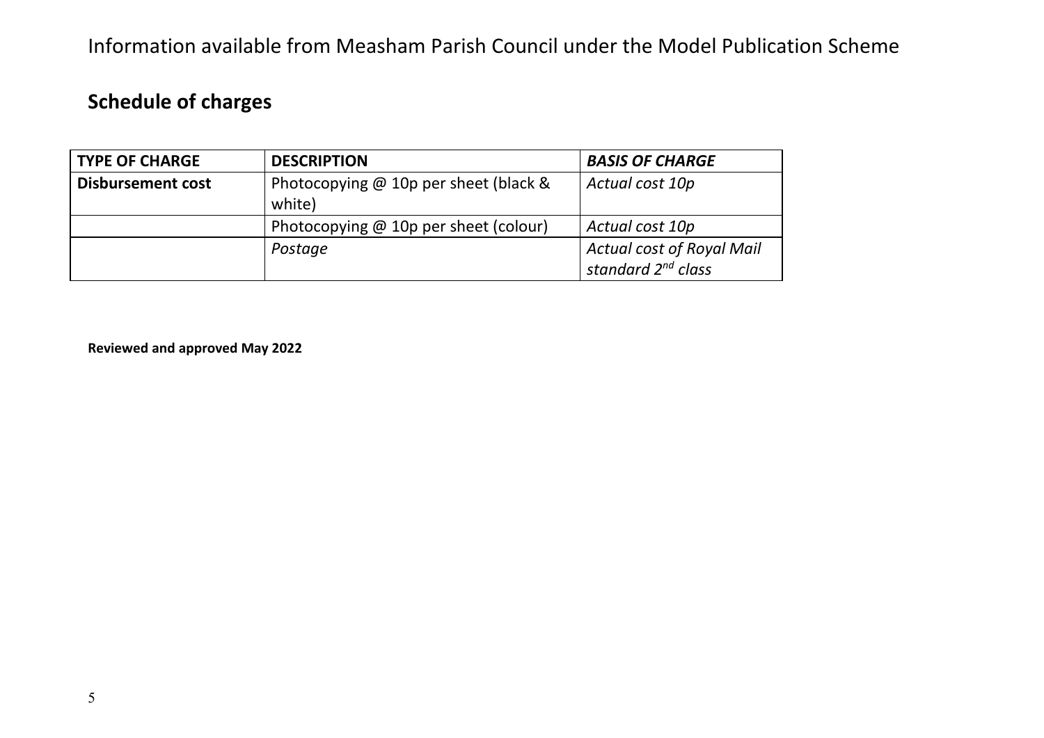Information available from Measham Parish Council under the Model Publication Scheme

## Schedule of charges

| **TYPE OF CHARGE** | **DESCRIPTION** | ***BASIS OF CHARGE*** |
|---|---|---|
| **Disbursement cost** | Photocopying @ 10p per sheet (black & white) | *Actual cost 10p* |
| | Photocopying @ 10p per sheet (colour) | *Actual cost 10p* |
| | *Postage* | *Actual cost of Royal Mail standard 2nd class* |

**Reviewed and approved May 2022**